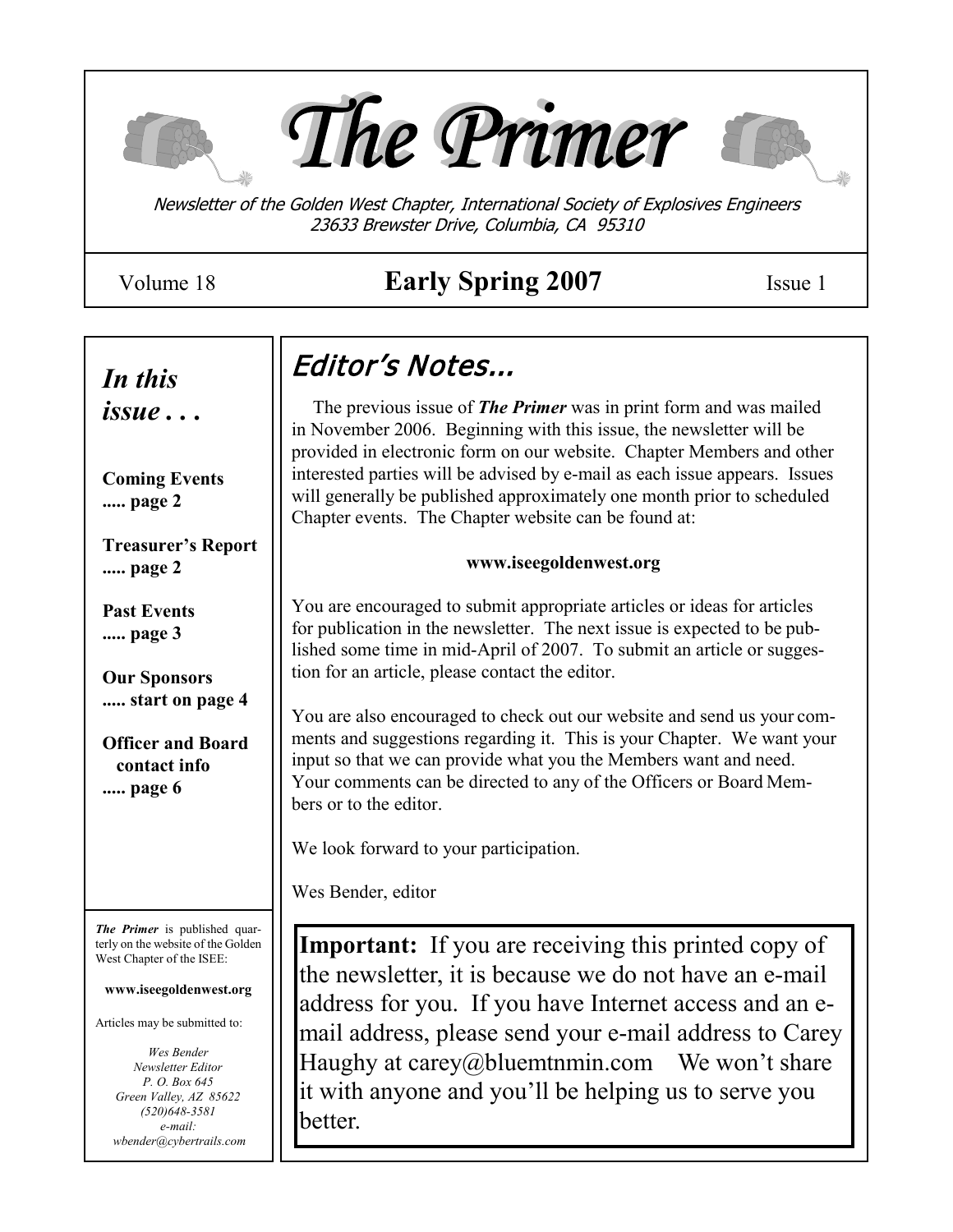# The Primer

*Newsletter of the Golden West Chapter, International Society of Explosives Engineers*
*23633 Brewster Drive, Columbia, CA 95310*

Volume 18 **Early Spring 2007** Issue 1

## *Editor's Notes...*

The previous issue of ***The Primer*** was in print form and was mailed in November 2006. Beginning with this issue, the newsletter will be provided in electronic form on our website. Chapter Members and other interested parties will be advised by e-mail as each issue appears. Issues will generally be published approximately one month prior to scheduled Chapter events. The Chapter website can be found at:

**www.iseegoldenwest.org**

You are encouraged to submit appropriate articles or ideas for articles for publication in the newsletter. The next issue is expected to be published some time in mid-April of 2007. To submit an article or suggestion for an article, please contact the editor.

You are also encouraged to check out our website and send us your comments and suggestions regarding it. This is your Chapter. We want your input so that we can provide what you the Members want and need. Your comments can be directed to any of the Officers or Board Members or to the editor.

We look forward to your participation.

Wes Bender, editor

**Important:** If you are receiving this printed copy of the newsletter, it is because we do not have an e-mail address for you. If you have Internet access and an e-mail address, please send your e-mail address to Carey Haughy at carey@bluemtnmin.com We won't share it with anyone and you'll be helping us to serve you better.

## *In this issue . . .*

**Coming Events ..... page 2**

**Treasurer's Report ..... page 2**

**Past Events ..... page 3**

**Our Sponsors ..... start on page 4**

**Officer and Board contact info ..... page 6**

***The Primer*** is published quarterly on the website of the Golden West Chapter of the ISEE:

**www.iseegoldenwest.org**

Articles may be submitted to:

*Wes Bender*
*Newsletter Editor*
*P. O. Box 645*
*Green Valley, AZ 85622*
*(520)648-3581*
*e-mail:*
*wbender@cybertrails.com*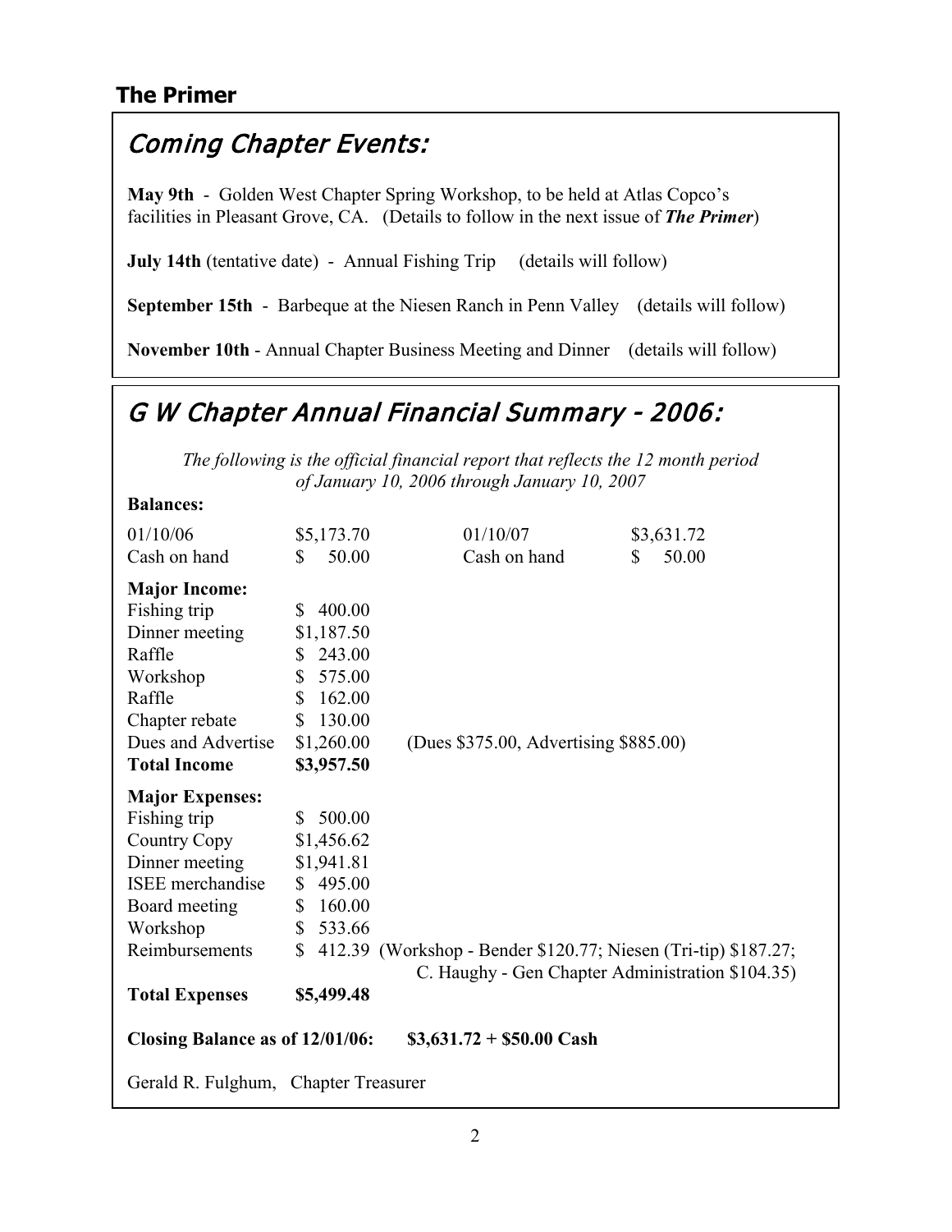## The Primer

## *Coming Chapter Events:*

**May 9th** - Golden West Chapter Spring Workshop, to be held at Atlas Copco's facilities in Pleasant Grove, CA. (Details to follow in the next issue of ***The Primer***)

**July 14th** (tentative date) - Annual Fishing Trip (details will follow)

**September 15th** - Barbeque at the Niesen Ranch in Penn Valley (details will follow)

**November 10th** - Annual Chapter Business Meeting and Dinner (details will follow)

## *G W Chapter Annual Financial Summary - 2006:*

*The following is the official financial report that reflects the 12 month period of January 10, 2006 through January 10, 2007*

**Balances:**

| | | | |
|---|---|---|---|
| 01/10/06 | $5,173.70 | 01/10/07 | $3,631.72 |
| Cash on hand | $ 50.00 | Cash on hand | $ 50.00 |

**Major Income:**

| | | |
|---|---|---|
| Fishing trip | $ 400.00 | |
| Dinner meeting | $1,187.50 | |
| Raffle | $ 243.00 | |
| Workshop | $ 575.00 | |
| Raffle | $ 162.00 | |
| Chapter rebate | $ 130.00 | |
| Dues and Advertise | $1,260.00 | (Dues $375.00, Advertising $885.00) |
| **Total Income** | **$3,957.50** | |

**Major Expenses:**

| | | |
|---|---|---|
| Fishing trip | $ 500.00 | |
| Country Copy | $1,456.62 | |
| Dinner meeting | $1,941.81 | |
| ISEE merchandise | $ 495.00 | |
| Board meeting | $ 160.00 | |
| Workshop | $ 533.66 | |
| Reimbursements | $ 412.39 | (Workshop - Bender $120.77; Niesen (Tri-tip) $187.27; C. Haughy - Gen Chapter Administration $104.35) |
| **Total Expenses** | **$5,499.48** | |

**Closing Balance as of 12/01/06: $3,631.72 + $50.00 Cash**

Gerald R. Fulghum, Chapter Treasurer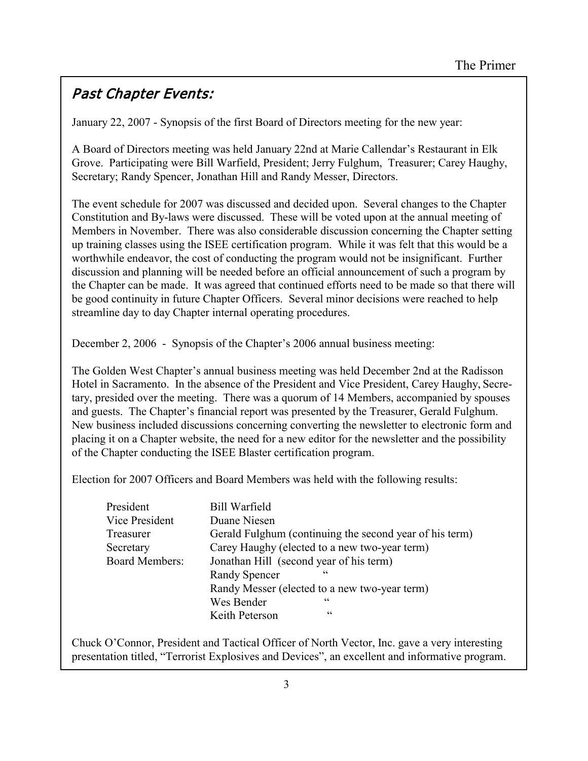## *Past Chapter Events:*

January 22, 2007 - Synopsis of the first Board of Directors meeting for the new year:

A Board of Directors meeting was held January 22nd at Marie Callendar's Restaurant in Elk Grove. Participating were Bill Warfield, President; Jerry Fulghum, Treasurer; Carey Haughy, Secretary; Randy Spencer, Jonathan Hill and Randy Messer, Directors.

The event schedule for 2007 was discussed and decided upon. Several changes to the Chapter Constitution and By-laws were discussed. These will be voted upon at the annual meeting of Members in November. There was also considerable discussion concerning the Chapter setting up training classes using the ISEE certification program. While it was felt that this would be a worthwhile endeavor, the cost of conducting the program would not be insignificant. Further discussion and planning will be needed before an official announcement of such a program by the Chapter can be made. It was agreed that continued efforts need to be made so that there will be good continuity in future Chapter Officers. Several minor decisions were reached to help streamline day to day Chapter internal operating procedures.

December 2, 2006 - Synopsis of the Chapter's 2006 annual business meeting:

The Golden West Chapter's annual business meeting was held December 2nd at the Radisson Hotel in Sacramento. In the absence of the President and Vice President, Carey Haughy, Secretary, presided over the meeting. There was a quorum of 14 Members, accompanied by spouses and guests. The Chapter's financial report was presented by the Treasurer, Gerald Fulghum. New business included discussions concerning converting the newsletter to electronic form and placing it on a Chapter website, the need for a new editor for the newsletter and the possibility of the Chapter conducting the ISEE Blaster certification program.

Election for 2007 Officers and Board Members was held with the following results:

| | |
|---|---|
| President | Bill Warfield |
| Vice President | Duane Niesen |
| Treasurer | Gerald Fulghum (continuing the second year of his term) |
| Secretary | Carey Haughy (elected to a new two-year term) |
| Board Members: | Jonathan Hill (second year of his term) |
| | Randy Spencer " |
| | Randy Messer (elected to a new two-year term) |
| | Wes Bender " |
| | Keith Peterson " |

Chuck O'Connor, President and Tactical Officer of North Vector, Inc. gave a very interesting presentation titled, "Terrorist Explosives and Devices", an excellent and informative program.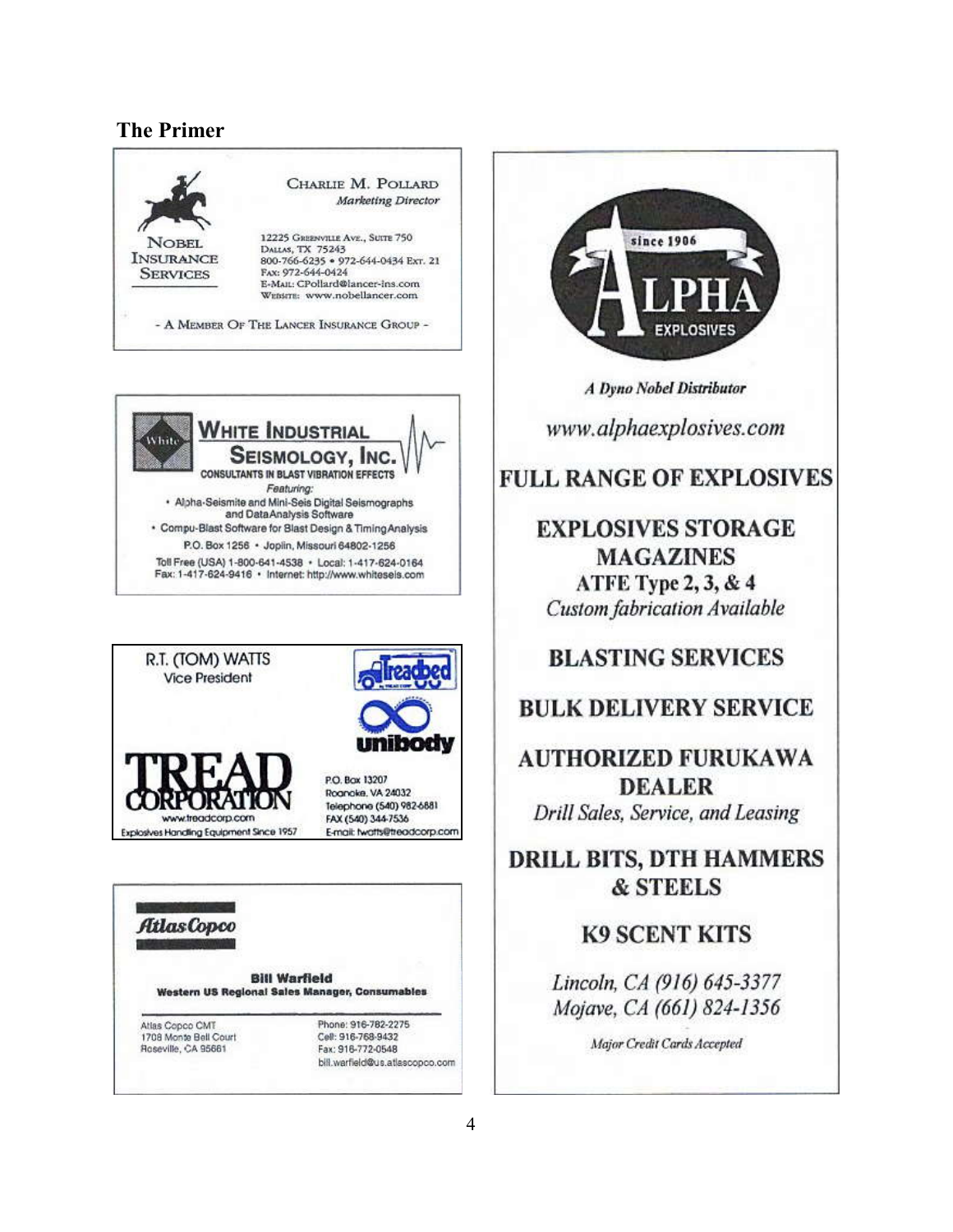## The Primer

**NOBEL INSURANCE SERVICES**

CHARLIE M. POLLARD
*Marketing Director*

12225 Greenville Ave., Suite 750
Dallas, TX 75243
800-766-6235 • 972-644-0434 Ext. 21
Fax: 972-644-0424
E-Mail: CPollard@lancer-ins.com
Website: www.nobellancer.com

- A MEMBER OF THE LANCER INSURANCE GROUP -

---

**WHITE INDUSTRIAL SEISMOLOGY, INC.**
CONSULTANTS IN BLAST VIBRATION EFFECTS

*Featuring:*

- Alpha-Seismite and Mini-Seis Digital Seismographs and DataAnalysis Software
- Compu-Blast Software for Blast Design & TimingAnalysis

P.O. Box 1256 • Joplin, Missouri 64802-1256
Toll Free (USA) 1-800-641-4538 • Local: 1-417-624-0164
Fax: 1-417-624-9416 • Internet: http://www.whiteseis.com

---

R.T. (TOM) WATTS
Vice President

**TREAD CORPORATION**
www.treadcorp.com
Explosives Handling Equipment Since 1957

Treadbed
unibody

P.O. Box 13207
Roanoke, VA 24032
Telephone (540) 982-6881
FAX (540) 344-7536
E-mail: twatts@treadcorp.com

---

**Atlas Copco**

**Bill Warfield**
**Western US Regional Sales Manager, Consumables**

Atlas Copco CMT
1708 Monte Bell Court
Roseville, CA 95661

Phone: 916-782-2275
Cell: 916-768-9432
Fax: 916-772-0548
bill.warfield@us.atlascopco.com

---

**ALPHA EXPLOSIVES**
since 1906

*A Dyno Nobel Distributor*

*www.alphaexplosives.com*

**FULL RANGE OF EXPLOSIVES**

**EXPLOSIVES STORAGE MAGAZINES**
**ATFE Type 2, 3, & 4**
*Custom fabrication Available*

**BLASTING SERVICES**

**BULK DELIVERY SERVICE**

**AUTHORIZED FURUKAWA DEALER**
*Drill Sales, Service, and Leasing*

**DRILL BITS, DTH HAMMERS & STEELS**

**K9 SCENT KITS**

*Lincoln, CA (916) 645-3377*
*Mojave, CA (661) 824-1356*

*Major Credit Cards Accepted*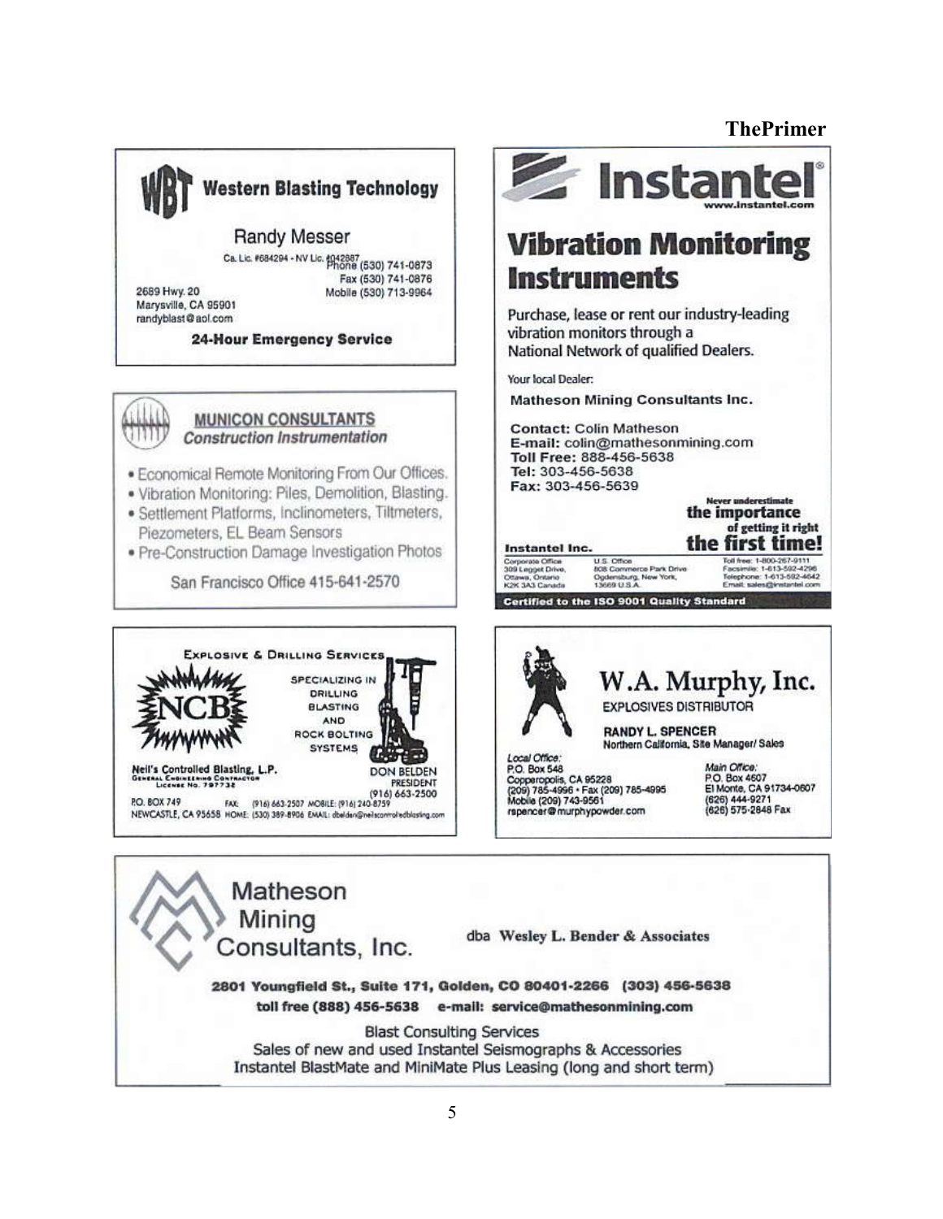## Western Blasting Technology

**WBT**

Randy Messer

Ca. Lic. #684294 - NV Lic. #042887

Phone (530) 741-0873
Fax (530) 741-0876
Mobile (530) 713-9964

2689 Hwy. 20
Marysville, CA 95901
randyblast@aol.com

**24-Hour Emergency Service**

---

## Instantel

www.instantel.com

## Vibration Monitoring Instruments

Purchase, lease or rent our industry-leading vibration monitors through a National Network of qualified Dealers.

Your local Dealer:

**Matheson Mining Consultants Inc.**

**Contact:** Colin Matheson
**E-mail:** colin@mathesonmining.com
**Toll Free:** 888-456-5638
**Tel:** 303-456-5638
**Fax:** 303-456-5639

**Never underestimate the importance of getting it right the first time!**

**Instantel Inc.**

Corporate Office
309 Legget Drive,
Ottawa, Ontario
K2K 3A3 Canada

U.S. Office
808 Commerce Park Drive
Ogdensburg, New York,
13669 U.S.A.

Toll free: 1-800-267-9111
Facsimile: 1-613-592-4296
Telephone: 1-613-592-4642
Email: sales@instantel.com

**Certified to the ISO 9001 Quality Standard**

---

## MUNICON CONSULTANTS

*Construction Instrumentation*

- Economical Remote Monitoring From Our Offices.
- Vibration Monitoring: Piles, Demolition, Blasting.
- Settlement Platforms, Inclinometers, Tiltmeters, Piezometers, EL Beam Sensors
- Pre-Construction Damage Investigation Photos

San Francisco Office 415-641-2570

---

## NCB

EXPLOSIVE & DRILLING SERVICES

SPECIALIZING IN DRILLING BLASTING AND ROCK BOLTING SYSTEMS

**Neil's Controlled Blasting, L.P.**
GENERAL ENGINEERING CONTRACTOR
LICENSE No. 797732

DON BELDEN
PRESIDENT
(916) 663-2500

P.O. BOX 749
NEWCASTLE, CA 95658

FAX: (916) 663-2507 MOBILE: (916) 240-8759
HOME: (530) 389-8906 EMAIL: dbelden@neilscontrolledblasting.com

---

## W.A. Murphy, Inc.

EXPLOSIVES DISTRIBUTOR

**RANDY L. SPENCER**
Northern California, Site Manager/ Sales

*Local Office:*
P.O. Box 548
Copperopolis, CA 95228
(209) 785-4996 • Fax (209) 785-4995
Mobile (209) 743-9561
rspencer@murphypowder.com

*Main Office:*
P.O. Box 4607
El Monte, CA 91734-0607
(626) 444-9271
(626) 575-2848 Fax

---

## Matheson Mining Consultants, Inc.

dba **Wesley L. Bender & Associates**

**2801 Youngfield St., Suite 171, Golden, CO 80401-2266 (303) 456-5638**
**toll free (888) 456-5638 e-mail: service@mathesonmining.com**

Blast Consulting Services
Sales of new and used Instantel Seismographs & Accessories
Instantel BlastMate and MiniMate Plus Leasing (long and short term)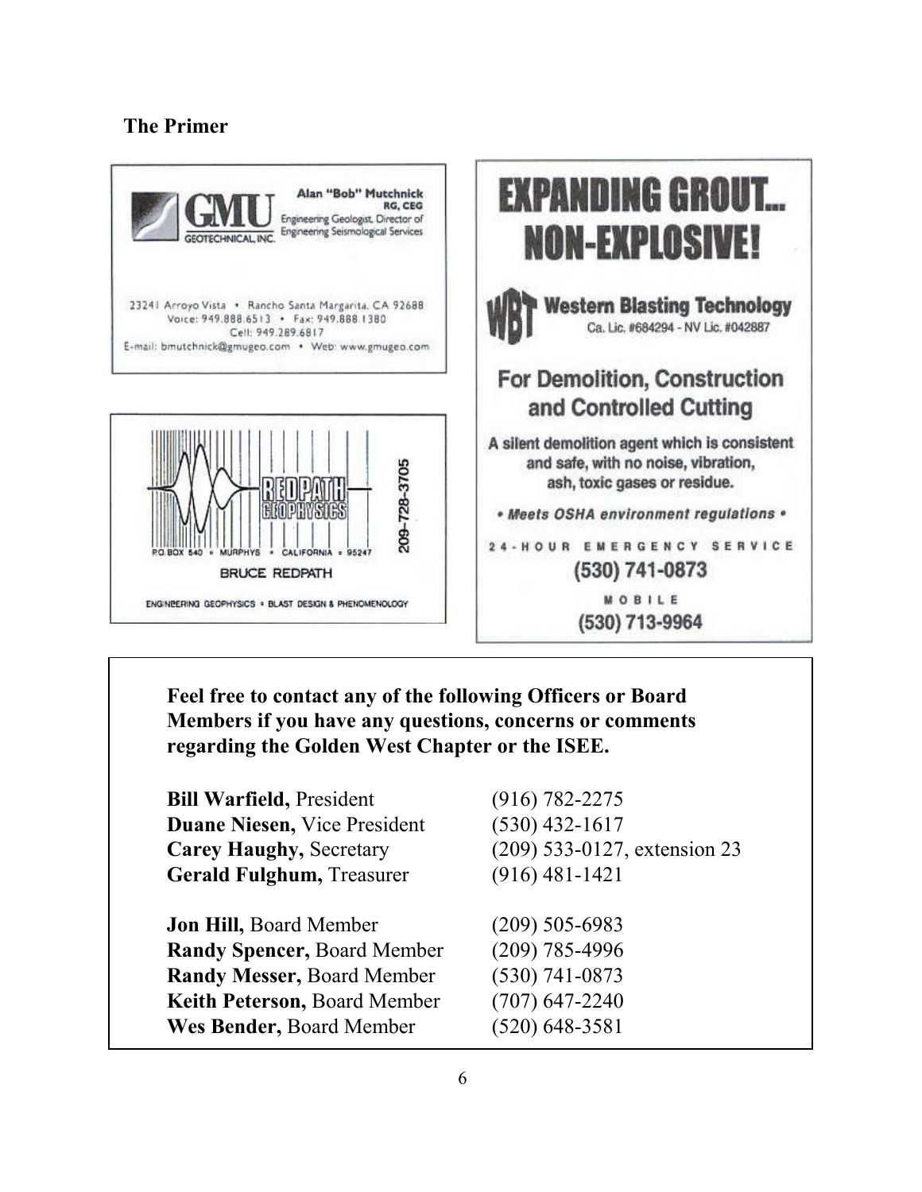The Primer

Alan "Bob" Mutchnick
RG, CEG
Engineering Geologist, Director of Engineering Seismological Services

GMU GEOTECHNICAL, INC.

23241 Arroyo Vista • Rancho Santa Margarita, CA 92688
Voice: 949.888.6513 • Fax: 949.888.1380
Cell: 949.289.6817
E-mail: bmutchnick@gmugeo.com • Web: www.gmugeo.com

REDPATH GEOPHYSICS
P.O. BOX 540 • MURPHYS • CALIFORNIA • 95247
209-728-3705
BRUCE REDPATH
ENGINEERING GEOPHYSICS • BLAST DESIGN & PHENOMENOLOGY

**EXPANDING GROUT... NON-EXPLOSIVE!**

**WBT Western Blasting Technology**
Ca. Lic. #684294 - NV Lic. #042887

**For Demolition, Construction and Controlled Cutting**

A silent demolition agent which is consistent and safe, with no noise, vibration, ash, toxic gases or residue.

*• Meets OSHA environment regulations •*

24-HOUR EMERGENCY SERVICE
(530) 741-0873
MOBILE
(530) 713-9964

**Feel free to contact any of the following Officers or Board Members if you have any questions, concerns or comments regarding the Golden West Chapter or the ISEE.**

| | |
|---|---|
| **Bill Warfield,** President | (916) 782-2275 |
| **Duane Niesen,** Vice President | (530) 432-1617 |
| **Carey Haughy,** Secretary | (209) 533-0127, extension 23 |
| **Gerald Fulghum,** Treasurer | (916) 481-1421 |
| **Jon Hill,** Board Member | (209) 505-6983 |
| **Randy Spencer,** Board Member | (209) 785-4996 |
| **Randy Messer,** Board Member | (530) 741-0873 |
| **Keith Peterson,** Board Member | (707) 647-2240 |
| **Wes Bender,** Board Member | (520) 648-3581 |